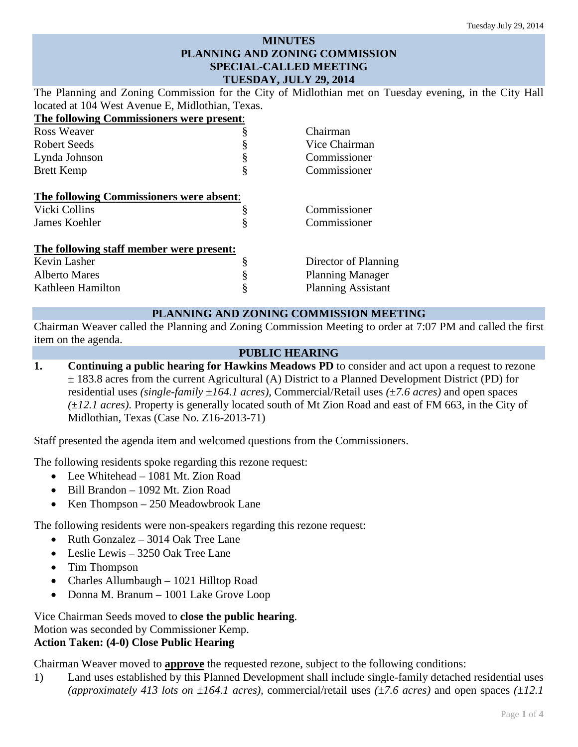# MINUTES
# PLANNING AND ZONING COMMISSION
# SPECIAL-CALLED MEETING
# TUESDAY, JULY 29, 2014

The Planning and Zoning Commission for the City of Midlothian met on Tuesday evening, in the City Hall located at 104 West Avenue E, Midlothian, Texas.

**The following Commissioners were present:**

| | | |
|---|---|---|
| Ross Weaver | § | Chairman |
| Robert Seeds | § | Vice Chairman |
| Lynda Johnson | § | Commissioner |
| Brett Kemp | § | Commissioner |

**The following Commissioners were absent:**

| | | |
|---|---|---|
| Vicki Collins | § | Commissioner |
| James Koehler | § | Commissioner |

**The following staff member were present:**

| | | |
|---|---|---|
| Kevin Lasher | § | Director of Planning |
| Alberto Mares | § | Planning Manager |
| Kathleen Hamilton | § | Planning Assistant |

## PLANNING AND ZONING COMMISSION MEETING

Chairman Weaver called the Planning and Zoning Commission Meeting to order at 7:07 PM and called the first item on the agenda.

## PUBLIC HEARING

**1. Continuing a public hearing for Hawkins Meadows PD** to consider and act upon a request to rezone ± 183.8 acres from the current Agricultural (A) District to a Planned Development District (PD) for residential uses *(single-family ±164.1 acres),* Commercial/Retail uses *(±7.6 acres)* and open spaces *(±12.1 acres)*. Property is generally located south of Mt Zion Road and east of FM 663, in the City of Midlothian, Texas (Case No. Z16-2013-71)

Staff presented the agenda item and welcomed questions from the Commissioners.

The following residents spoke regarding this rezone request:

- Lee Whitehead – 1081 Mt. Zion Road
- Bill Brandon – 1092 Mt. Zion Road
- Ken Thompson – 250 Meadowbrook Lane

The following residents were non-speakers regarding this rezone request:

- Ruth Gonzalez – 3014 Oak Tree Lane
- Leslie Lewis – 3250 Oak Tree Lane
- Tim Thompson
- Charles Allumbaugh – 1021 Hilltop Road
- Donna M. Branum – 1001 Lake Grove Loop

Vice Chairman Seeds moved to **close the public hearing**.
Motion was seconded by Commissioner Kemp.
**Action Taken: (4-0) Close Public Hearing**

Chairman Weaver moved to **approve** the requested rezone, subject to the following conditions:

1) Land uses established by this Planned Development shall include single-family detached residential uses *(approximately 413 lots on ±164.1 acres),* commercial/retail uses *(±7.6 acres)* and open spaces *(±12.1*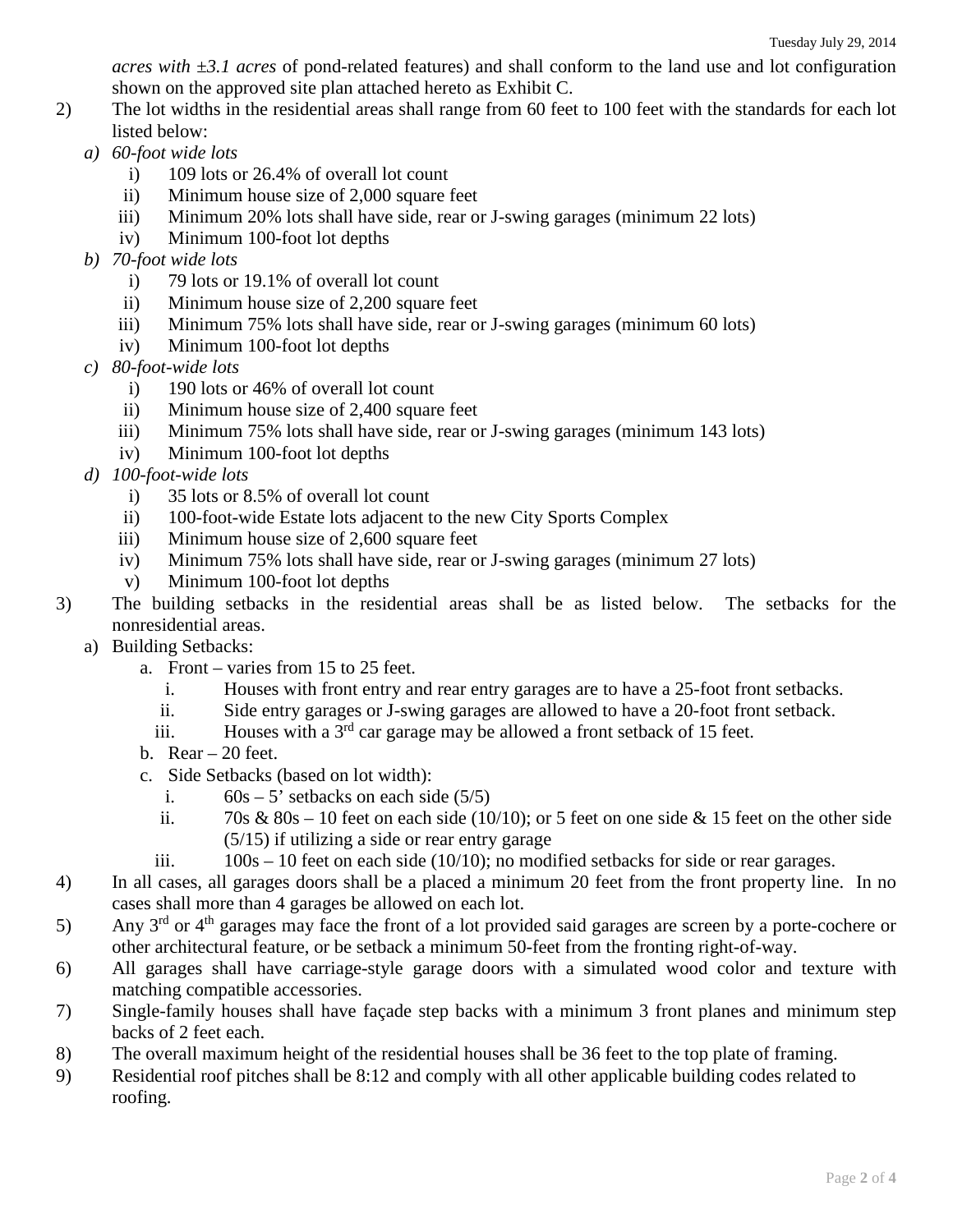*acres with ±3.1 acres* of pond-related features) and shall conform to the land use and lot configuration shown on the approved site plan attached hereto as Exhibit C.

2) The lot widths in the residential areas shall range from 60 feet to 100 feet with the standards for each lot listed below:
   - *a) 60-foot wide lots*
     - i) 109 lots or 26.4% of overall lot count
     - ii) Minimum house size of 2,000 square feet
     - iii) Minimum 20% lots shall have side, rear or J-swing garages (minimum 22 lots)
     - iv) Minimum 100-foot lot depths
   - *b) 70-foot wide lots*
     - i) 79 lots or 19.1% of overall lot count
     - ii) Minimum house size of 2,200 square feet
     - iii) Minimum 75% lots shall have side, rear or J-swing garages (minimum 60 lots)
     - iv) Minimum 100-foot lot depths
   - *c) 80-foot-wide lots*
     - i) 190 lots or 46% of overall lot count
     - ii) Minimum house size of 2,400 square feet
     - iii) Minimum 75% lots shall have side, rear or J-swing garages (minimum 143 lots)
     - iv) Minimum 100-foot lot depths
   - *d) 100-foot-wide lots*
     - i) 35 lots or 8.5% of overall lot count
     - ii) 100-foot-wide Estate lots adjacent to the new City Sports Complex
     - iii) Minimum house size of 2,600 square feet
     - iv) Minimum 75% lots shall have side, rear or J-swing garages (minimum 27 lots)
     - v) Minimum 100-foot lot depths

3) The building setbacks in the residential areas shall be as listed below. The setbacks for the nonresidential areas.
   - a) Building Setbacks:
     - a. Front – varies from 15 to 25 feet.
       - i. Houses with front entry and rear entry garages are to have a 25-foot front setbacks.
       - ii. Side entry garages or J-swing garages are allowed to have a 20-foot front setback.
       - iii. Houses with a 3rd car garage may be allowed a front setback of 15 feet.
     - b. Rear – 20 feet.
     - c. Side Setbacks (based on lot width):
       - i. 60s – 5' setbacks on each side (5/5)
       - ii. 70s & 80s – 10 feet on each side (10/10); or 5 feet on one side & 15 feet on the other side (5/15) if utilizing a side or rear entry garage
       - iii. 100s – 10 feet on each side (10/10); no modified setbacks for side or rear garages.

4) In all cases, all garages doors shall be a placed a minimum 20 feet from the front property line. In no cases shall more than 4 garages be allowed on each lot.

5) Any 3rd or 4th garages may face the front of a lot provided said garages are screen by a porte-cochere or other architectural feature, or be setback a minimum 50-feet from the fronting right-of-way.

6) All garages shall have carriage-style garage doors with a simulated wood color and texture with matching compatible accessories.

7) Single-family houses shall have façade step backs with a minimum 3 front planes and minimum step backs of 2 feet each.

8) The overall maximum height of the residential houses shall be 36 feet to the top plate of framing.

9) Residential roof pitches shall be 8:12 and comply with all other applicable building codes related to roofing.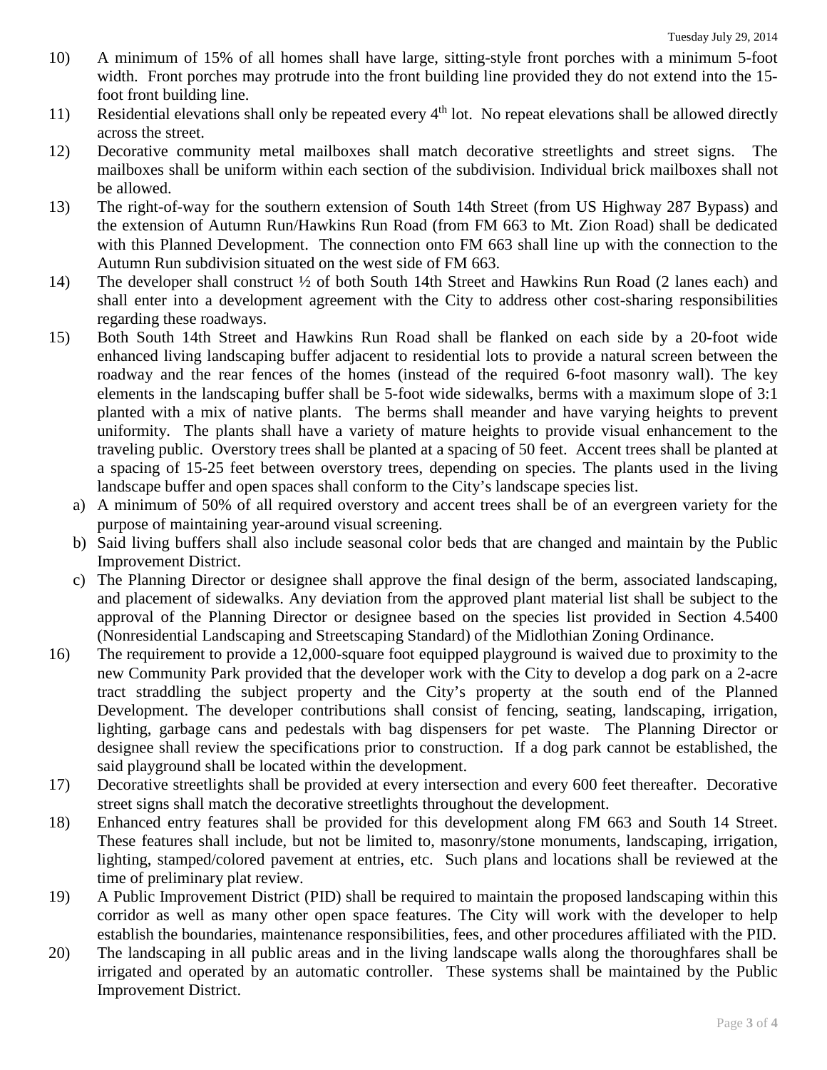10) A minimum of 15% of all homes shall have large, sitting-style front porches with a minimum 5-foot width. Front porches may protrude into the front building line provided they do not extend into the 15-foot front building line.

11) Residential elevations shall only be repeated every 4th lot. No repeat elevations shall be allowed directly across the street.

12) Decorative community metal mailboxes shall match decorative streetlights and street signs. The mailboxes shall be uniform within each section of the subdivision. Individual brick mailboxes shall not be allowed.

13) The right-of-way for the southern extension of South 14th Street (from US Highway 287 Bypass) and the extension of Autumn Run/Hawkins Run Road (from FM 663 to Mt. Zion Road) shall be dedicated with this Planned Development. The connection onto FM 663 shall line up with the connection to the Autumn Run subdivision situated on the west side of FM 663.

14) The developer shall construct ½ of both South 14th Street and Hawkins Run Road (2 lanes each) and shall enter into a development agreement with the City to address other cost-sharing responsibilities regarding these roadways.

15) Both South 14th Street and Hawkins Run Road shall be flanked on each side by a 20-foot wide enhanced living landscaping buffer adjacent to residential lots to provide a natural screen between the roadway and the rear fences of the homes (instead of the required 6-foot masonry wall). The key elements in the landscaping buffer shall be 5-foot wide sidewalks, berms with a maximum slope of 3:1 planted with a mix of native plants. The berms shall meander and have varying heights to prevent uniformity. The plants shall have a variety of mature heights to provide visual enhancement to the traveling public. Overstory trees shall be planted at a spacing of 50 feet. Accent trees shall be planted at a spacing of 15-25 feet between overstory trees, depending on species. The plants used in the living landscape buffer and open spaces shall conform to the City's landscape species list.

    a) A minimum of 50% of all required overstory and accent trees shall be of an evergreen variety for the purpose of maintaining year-around visual screening.
    b) Said living buffers shall also include seasonal color beds that are changed and maintain by the Public Improvement District.
    c) The Planning Director or designee shall approve the final design of the berm, associated landscaping, and placement of sidewalks. Any deviation from the approved plant material list shall be subject to the approval of the Planning Director or designee based on the species list provided in Section 4.5400 (Nonresidential Landscaping and Streetscaping Standard) of the Midlothian Zoning Ordinance.

16) The requirement to provide a 12,000-square foot equipped playground is waived due to proximity to the new Community Park provided that the developer work with the City to develop a dog park on a 2-acre tract straddling the subject property and the City's property at the south end of the Planned Development. The developer contributions shall consist of fencing, seating, landscaping, irrigation, lighting, garbage cans and pedestals with bag dispensers for pet waste. The Planning Director or designee shall review the specifications prior to construction. If a dog park cannot be established, the said playground shall be located within the development.

17) Decorative streetlights shall be provided at every intersection and every 600 feet thereafter. Decorative street signs shall match the decorative streetlights throughout the development.

18) Enhanced entry features shall be provided for this development along FM 663 and South 14 Street. These features shall include, but not be limited to, masonry/stone monuments, landscaping, irrigation, lighting, stamped/colored pavement at entries, etc. Such plans and locations shall be reviewed at the time of preliminary plat review.

19) A Public Improvement District (PID) shall be required to maintain the proposed landscaping within this corridor as well as many other open space features. The City will work with the developer to help establish the boundaries, maintenance responsibilities, fees, and other procedures affiliated with the PID.

20) The landscaping in all public areas and in the living landscape walls along the thoroughfares shall be irrigated and operated by an automatic controller. These systems shall be maintained by the Public Improvement District.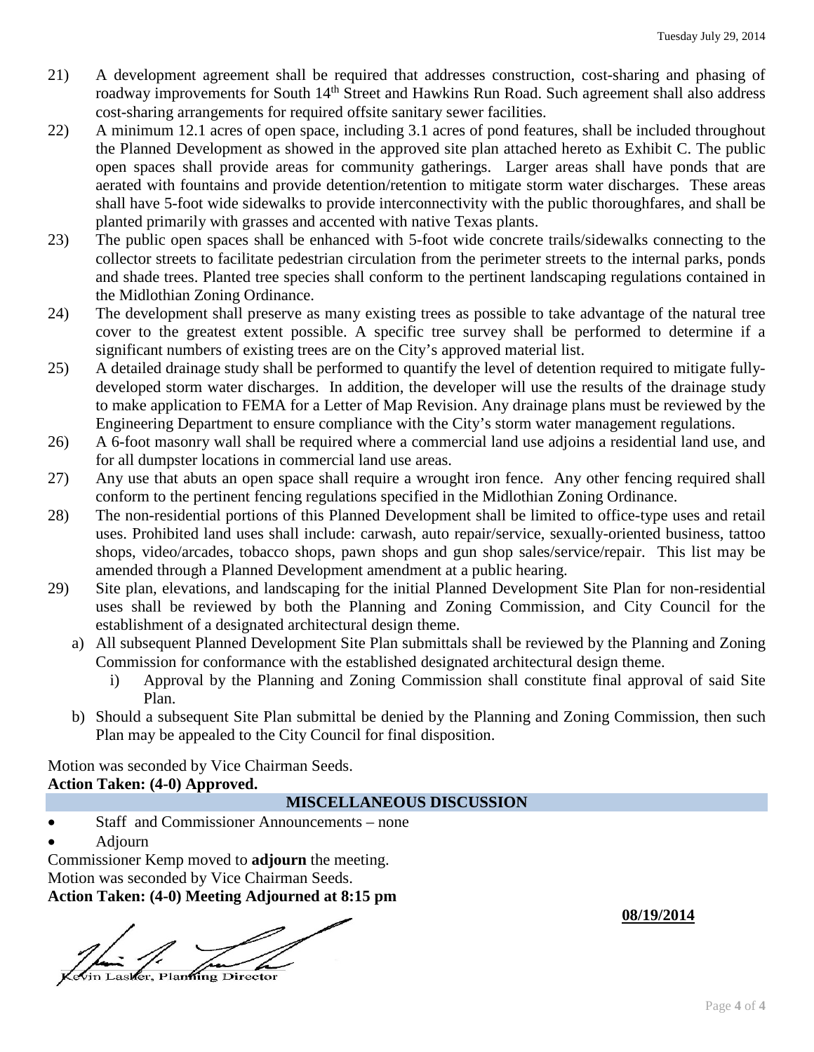21) A development agreement shall be required that addresses construction, cost-sharing and phasing of roadway improvements for South 14th Street and Hawkins Run Road. Such agreement shall also address cost-sharing arrangements for required offsite sanitary sewer facilities.

22) A minimum 12.1 acres of open space, including 3.1 acres of pond features, shall be included throughout the Planned Development as showed in the approved site plan attached hereto as Exhibit C. The public open spaces shall provide areas for community gatherings. Larger areas shall have ponds that are aerated with fountains and provide detention/retention to mitigate storm water discharges. These areas shall have 5-foot wide sidewalks to provide interconnectivity with the public thoroughfares, and shall be planted primarily with grasses and accented with native Texas plants.

23) The public open spaces shall be enhanced with 5-foot wide concrete trails/sidewalks connecting to the collector streets to facilitate pedestrian circulation from the perimeter streets to the internal parks, ponds and shade trees. Planted tree species shall conform to the pertinent landscaping regulations contained in the Midlothian Zoning Ordinance.

24) The development shall preserve as many existing trees as possible to take advantage of the natural tree cover to the greatest extent possible. A specific tree survey shall be performed to determine if a significant numbers of existing trees are on the City's approved material list.

25) A detailed drainage study shall be performed to quantify the level of detention required to mitigate fully-developed storm water discharges. In addition, the developer will use the results of the drainage study to make application to FEMA for a Letter of Map Revision. Any drainage plans must be reviewed by the Engineering Department to ensure compliance with the City's storm water management regulations.

26) A 6-foot masonry wall shall be required where a commercial land use adjoins a residential land use, and for all dumpster locations in commercial land use areas.

27) Any use that abuts an open space shall require a wrought iron fence. Any other fencing required shall conform to the pertinent fencing regulations specified in the Midlothian Zoning Ordinance.

28) The non-residential portions of this Planned Development shall be limited to office-type uses and retail uses. Prohibited land uses shall include: carwash, auto repair/service, sexually-oriented business, tattoo shops, video/arcades, tobacco shops, pawn shops and gun shop sales/service/repair. This list may be amended through a Planned Development amendment at a public hearing.

29) Site plan, elevations, and landscaping for the initial Planned Development Site Plan for non-residential uses shall be reviewed by both the Planning and Zoning Commission, and City Council for the establishment of a designated architectural design theme.
    a) All subsequent Planned Development Site Plan submittals shall be reviewed by the Planning and Zoning Commission for conformance with the established designated architectural design theme.
        i) Approval by the Planning and Zoning Commission shall constitute final approval of said Site Plan.
    b) Should a subsequent Site Plan submittal be denied by the Planning and Zoning Commission, then such Plan may be appealed to the City Council for final disposition.

Motion was seconded by Vice Chairman Seeds.

**Action Taken: (4-0) Approved.**

## MISCELLANEOUS DISCUSSION

- Staff and Commissioner Announcements – none
- Adjourn

Commissioner Kemp moved to **adjourn** the meeting.

Motion was seconded by Vice Chairman Seeds.

**Action Taken: (4-0) Meeting Adjourned at 8:15 pm**

**08/19/2014**

Kevin Lasher, Planning Director